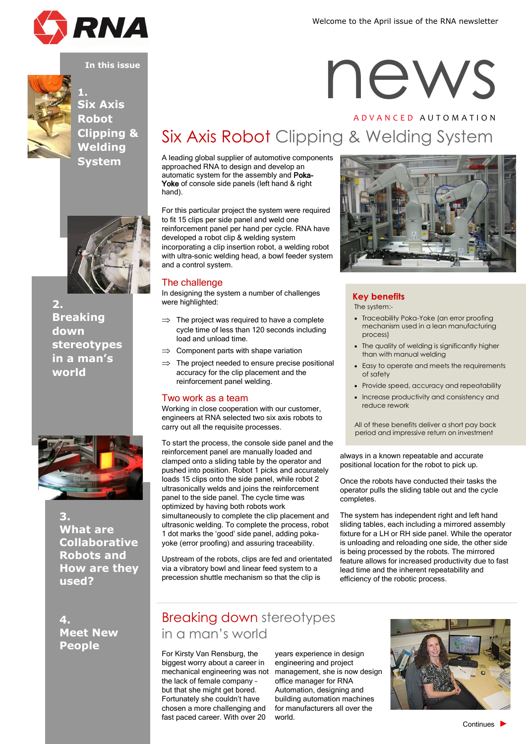RNA

Welcome to the April issue of the RNA newsletter

# news

ADVANCED AUTOMATION

**In this issue**

**1. Six Axis Robot Clipping & Welding System**

**2. Breaking down stereotypes in a man's world**

**3. What are Collaborative Robots and How are they used?**

**4. Meet New People**

## Six Axis Robot Clipping & Welding System

A leading global supplier of automotive components approached RNA to design and develop an automatic system for the assembly and Poka-Yoke of console side panels (left hand & right hand).

For this particular project the system were required to fit 15 clips per side panel and weld one reinforcement panel per hand per cycle. RNA have developed a robot clip & welding system incorporating a clip insertion robot, a welding robot with ultra-sonic welding head, a bowl feeder system and a control system.

### The challenge

In designing the system a number of challenges were highlighted:

⇒ The project was required to have a complete cycle time of less than 120 seconds including load and unload time.

⇒ Component parts with shape variation

⇒ The project needed to ensure precise positional accuracy for the clip placement and the reinforcement panel welding.

### Two work as a team

Working in close cooperation with our customer, engineers at RNA selected two six axis robots to carry out all the requisite processes.

To start the process, the console side panel and the reinforcement panel are manually loaded and clamped onto a sliding table by the operator and pushed into position. Robot 1 picks and accurately loads 15 clips onto the side panel, while robot 2 ultrasonically welds and joins the reinforcement panel to the side panel. The cycle time was optimized by having both robots work simultaneously to complete the clip placement and ultrasonic welding. To complete the process, robot 1 dot marks the 'good' side panel, adding poka-yoke (error proofing) and assuring traceability.

Upstream of the robots, clips are fed and orientated via a vibratory bowl and linear feed system to a precession shuttle mechanism so that the clip is always in a known repeatable and accurate positional location for the robot to pick up.

Once the robots have conducted their tasks the operator pulls the sliding table out and the cycle completes.

The system has independent right and left hand sliding tables, each including a mirrored assembly fixture for a LH or RH side panel. While the operator is unloading and reloading one side, the other side is being processed by the robots. The mirrored feature allows for increased productivity due to fast lead time and the inherent repeatability and efficiency of the robotic process.

### Key benefits

The system:-

- Traceability Poka-Yoke (an error proofing mechanism used in a lean manufacturing process)
- The quality of welding is significantly higher than with manual welding
- Easy to operate and meets the requirements of safety
- Provide speed, accuracy and repeatability
- Increase productivity and consistency and reduce rework

All of these benefits deliver a short pay back period and impressive return on investment

## Breaking down stereotypes in a man's world

For Kirsty Van Rensburg, the biggest worry about a career in mechanical engineering was not the lack of female company - but that she might get bored. Fortunately she couldn't have chosen a more challenging and fast paced career. With over 20 years experience in design engineering and project management, she is now design office manager for RNA Automation, designing and building automation machines for manufacturers all over the world.

Continues ▶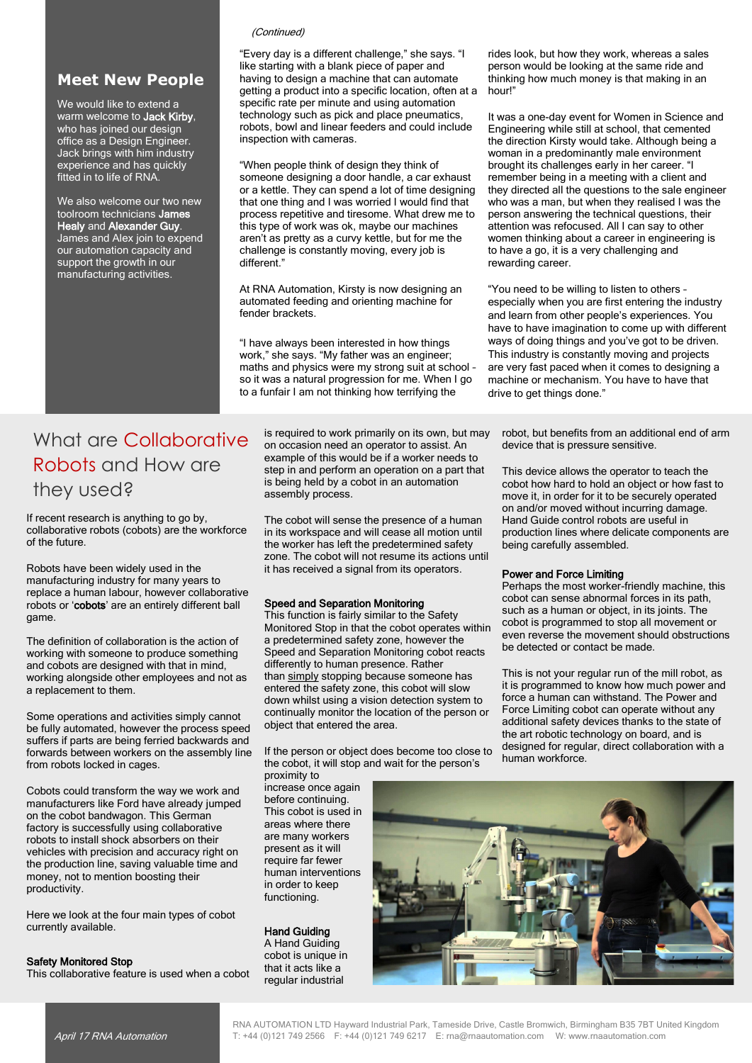## Meet New People

We would like to extend a warm welcome to **Jack Kirby**, who has joined our design office as a Design Engineer. Jack brings with him industry experience and has quickly fitted in to life of RNA.

We also welcome our two new toolroom technicians **James Healy** and **Alexander Guy**. James and Alex join to expend our automation capacity and support the growth in our manufacturing activities.

*(Continued)*

"Every day is a different challenge," she says. "I like starting with a blank piece of paper and having to design a machine that can automate getting a product into a specific location, often at a specific rate per minute and using automation technology such as pick and place pneumatics, robots, bowl and linear feeders and could include inspection with cameras.

"When people think of design they think of someone designing a door handle, a car exhaust or a kettle. They can spend a lot of time designing that one thing and I was worried I would find that process repetitive and tiresome. What drew me to this type of work was ok, maybe our machines aren't as pretty as a curvy kettle, but for me the challenge is constantly moving, every job is different."

At RNA Automation, Kirsty is now designing an automated feeding and orienting machine for fender brackets.

"I have always been interested in how things work," she says. "My father was an engineer; maths and physics were my strong suit at school – so it was a natural progression for me. When I go to a funfair I am not thinking how terrifying the rides look, but how they work, whereas a sales person would be looking at the same ride and thinking how much money is that making in an hour!"

It was a one-day event for Women in Science and Engineering while still at school, that cemented the direction Kirsty would take. Although being a woman in a predominantly male environment brought its challenges early in her career. "I remember being in a meeting with a client and they directed all the questions to the sale engineer who was a man, but when they realised I was the person answering the technical questions, their attention was refocused. All I can say to other women thinking about a career in engineering is to have a go, it is a very challenging and rewarding career.

"You need to be willing to listen to others – especially when you are first entering the industry and learn from other people's experiences. You have to have imagination to come up with different ways of doing things and you've got to be driven. This industry is constantly moving and projects are very fast paced when it comes to designing a machine or mechanism. You have to have that drive to get things done."

# What are Collaborative Robots and How are they used?

If recent research is anything to go by, collaborative robots (cobots) are the workforce of the future.

Robots have been widely used in the manufacturing industry for many years to replace a human labour, however collaborative robots or '**cobots**' are an entirely different ball game.

The definition of collaboration is the action of working with someone to produce something and cobots are designed with that in mind, working alongside other employees and not as a replacement to them.

Some operations and activities simply cannot be fully automated, however the process speed suffers if parts are being ferried backwards and forwards between workers on the assembly line from robots locked in cages.

Cobots could transform the way we work and manufacturers like Ford have already jumped on the cobot bandwagon. This German factory is successfully using collaborative robots to install shock absorbers on their vehicles with precision and accuracy right on the production line, saving valuable time and money, not to mention boosting their productivity.

Here we look at the four main types of cobot currently available.

### Safety Monitored Stop

This collaborative feature is used when a cobot is required to work primarily on its own, but may on occasion need an operator to assist. An example of this would be if a worker needs to step in and perform an operation on a part that is being held by a cobot in an automation assembly process.

The cobot will sense the presence of a human in its workspace and will cease all motion until the worker has left the predetermined safety zone. The cobot will not resume its actions until it has received a signal from its operators.

### Speed and Separation Monitoring

This function is fairly similar to the Safety Monitored Stop in that the cobot operates within a predetermined safety zone, however the Speed and Separation Monitoring cobot reacts differently to human presence. Rather than simply stopping because someone has entered the safety zone, this cobot will slow down whilst using a vision detection system to continually monitor the location of the person or object that entered the area.

If the person or object does become too close to the cobot, it will stop and wait for the person's proximity to increase once again before continuing. This cobot is used in areas where there are many workers present as it will require far fewer human interventions in order to keep functioning.

### Hand Guiding

A Hand Guiding cobot is unique in that it acts like a regular industrial robot, but benefits from an additional end of arm device that is pressure sensitive.

This device allows the operator to teach the cobot how hard to hold an object or how fast to move it, in order for it to be securely operated on and/or moved without incurring damage. Hand Guide control robots are useful in production lines where delicate components are being carefully assembled.

### Power and Force Limiting

Perhaps the most worker-friendly machine, this cobot can sense abnormal forces in its path, such as a human or object, in its joints. The cobot is programmed to stop all movement or even reverse the movement should obstructions be detected or contact be made.

This is not your regular run of the mill robot, as it is programmed to know how much power and force a human can withstand. The Power and Force Limiting cobot can operate without any additional safety devices thanks to the state of the art robotic technology on board, and is designed for regular, direct collaboration with a human workforce.

RNA AUTOMATION LTD Hayward Industrial Park, Tameside Drive, Castle Bromwich, Birmingham B35 7BT United Kingdom
T: +44 (0)121 749 2566 F: +44 (0)121 749 6217 E: rna@rnaautomation.com W: www.rnaautomation.com